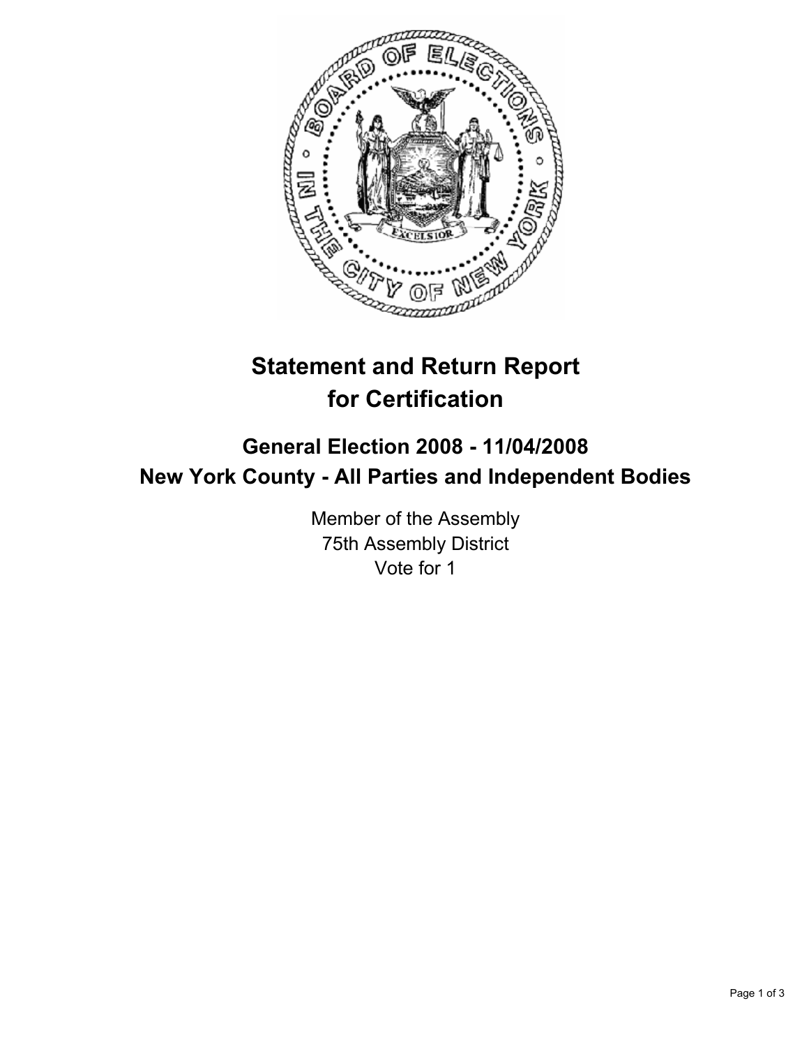# Statement and Return Report for Certification

## General Election 2008 - 11/04/2008
## New York County - All Parties and Independent Bodies

Member of the Assembly
75th Assembly District
Vote for 1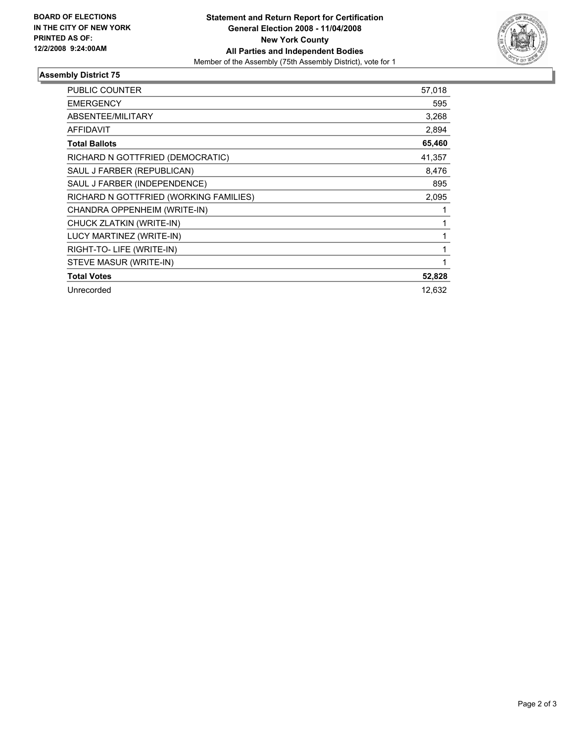**BOARD OF ELECTIONS IN THE CITY OF NEW YORK**
**PRINTED AS OF: 12/2/2008 9:24:00AM**

# Statement and Return Report for Certification
## General Election 2008 - 11/04/2008
## New York County
## All Parties and Independent Bodies

Member of the Assembly (75th Assembly District), vote for 1

### Assembly District 75

| | |
|---|---|
| PUBLIC COUNTER | 57,018 |
| EMERGENCY | 595 |
| ABSENTEE/MILITARY | 3,268 |
| AFFIDAVIT | 2,894 |
| **Total Ballots** | **65,460** |
| RICHARD N GOTTFRIED (DEMOCRATIC) | 41,357 |
| SAUL J FARBER (REPUBLICAN) | 8,476 |
| SAUL J FARBER (INDEPENDENCE) | 895 |
| RICHARD N GOTTFRIED (WORKING FAMILIES) | 2,095 |
| CHANDRA OPPENHEIM (WRITE-IN) | 1 |
| CHUCK ZLATKIN (WRITE-IN) | 1 |
| LUCY MARTINEZ (WRITE-IN) | 1 |
| RIGHT-TO- LIFE (WRITE-IN) | 1 |
| STEVE MASUR (WRITE-IN) | 1 |
| **Total Votes** | **52,828** |
| Unrecorded | 12,632 |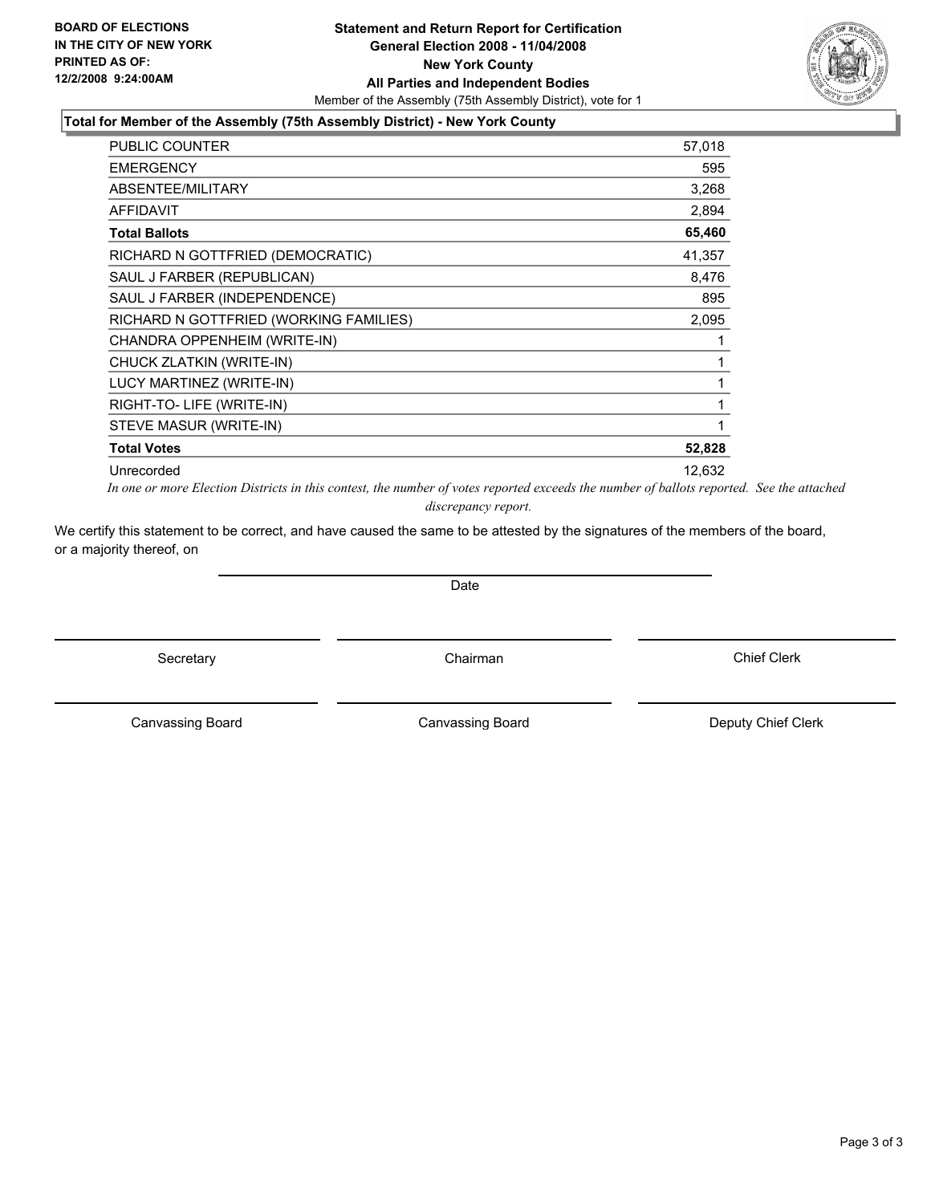**BOARD OF ELECTIONS IN THE CITY OF NEW YORK PRINTED AS OF: 12/2/2008 9:24:00AM**

**Statement and Return Report for Certification**
**General Election 2008 - 11/04/2008**
**New York County**
**All Parties and Independent Bodies**
Member of the Assembly (75th Assembly District), vote for 1

**Total for Member of the Assembly (75th Assembly District) - New York County**

| | |
|---|---|
| PUBLIC COUNTER | 57,018 |
| EMERGENCY | 595 |
| ABSENTEE/MILITARY | 3,268 |
| AFFIDAVIT | 2,894 |
| **Total Ballots** | **65,460** |
| RICHARD N GOTTFRIED (DEMOCRATIC) | 41,357 |
| SAUL J FARBER (REPUBLICAN) | 8,476 |
| SAUL J FARBER (INDEPENDENCE) | 895 |
| RICHARD N GOTTFRIED (WORKING FAMILIES) | 2,095 |
| CHANDRA OPPENHEIM (WRITE-IN) | 1 |
| CHUCK ZLATKIN (WRITE-IN) | 1 |
| LUCY MARTINEZ (WRITE-IN) | 1 |
| RIGHT-TO- LIFE (WRITE-IN) | 1 |
| STEVE MASUR (WRITE-IN) | 1 |
| **Total Votes** | **52,828** |
| Unrecorded | 12,632 |

*In one or more Election Districts in this contest, the number of votes reported exceeds the number of ballots reported. See the attached discrepancy report.*

We certify this statement to be correct, and have caused the same to be attested by the signatures of the members of the board, or a majority thereof, on

Date

Secretary

Chairman

Chief Clerk

Canvassing Board

Canvassing Board

Deputy Chief Clerk